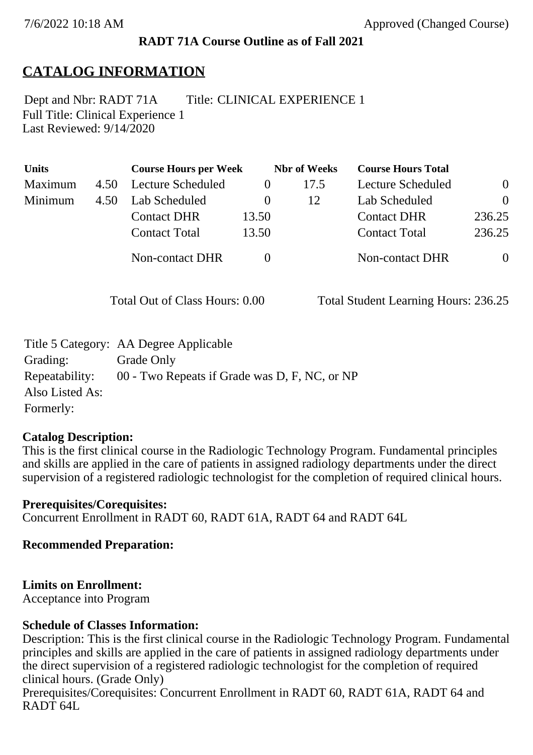RADT 71A Course Outline as of Fall 2021

# CATALOG INFORMATION

Dept and Nbr: RADT 71A Title: CLINICAL EXPERIENCE 1
Full Title: Clinical Experience 1
Last Reviewed: 9/14/2020

| Units | | Course Hours per Week | | Nbr of Weeks | Course Hours Total | |
|---|---|---|---|---|---|---|
| Maximum | 4.50 | Lecture Scheduled | 0 | 17.5 | Lecture Scheduled | 0 |
| Minimum | 4.50 | Lab Scheduled | 0 | 12 | Lab Scheduled | 0 |
| | | Contact DHR | 13.50 | | Contact DHR | 236.25 |
| | | Contact Total | 13.50 | | Contact Total | 236.25 |
| | | Non-contact DHR | 0 | | Non-contact DHR | 0 |

Total Out of Class Hours: 0.00 Total Student Learning Hours: 236.25

Title 5 Category: AA Degree Applicable
Grading: Grade Only
Repeatability: 00 - Two Repeats if Grade was D, F, NC, or NP
Also Listed As:
Formerly:

**Catalog Description:**
This is the first clinical course in the Radiologic Technology Program. Fundamental principles and skills are applied in the care of patients in assigned radiology departments under the direct supervision of a registered radiologic technologist for the completion of required clinical hours.

**Prerequisites/Corequisites:**
Concurrent Enrollment in RADT 60, RADT 61A, RADT 64 and RADT 64L

**Recommended Preparation:**

**Limits on Enrollment:**
Acceptance into Program

**Schedule of Classes Information:**
Description: This is the first clinical course in the Radiologic Technology Program. Fundamental principles and skills are applied in the care of patients in assigned radiology departments under the direct supervision of a registered radiologic technologist for the completion of required clinical hours. (Grade Only)
Prerequisites/Corequisites: Concurrent Enrollment in RADT 60, RADT 61A, RADT 64 and RADT 64L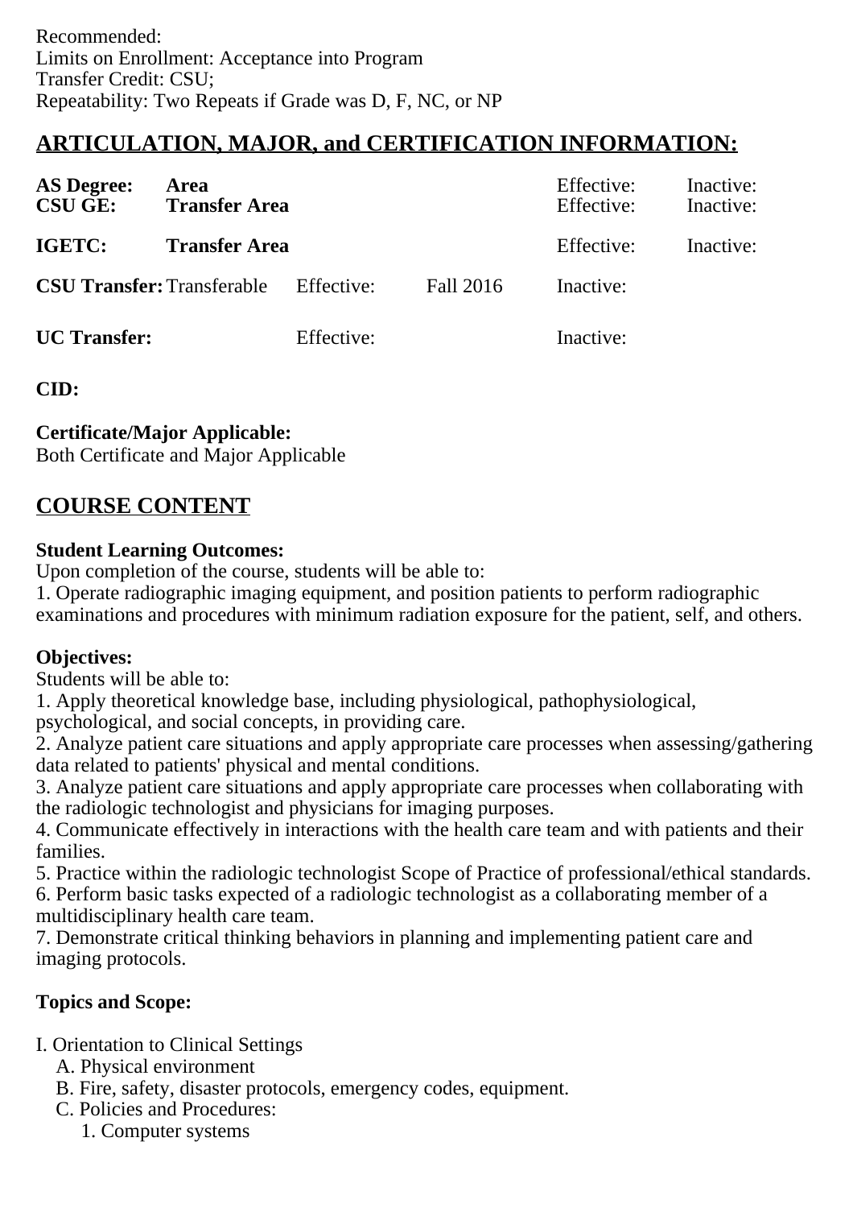Recommended:
Limits on Enrollment: Acceptance into Program
Transfer Credit: CSU;
Repeatability: Two Repeats if Grade was D, F, NC, or NP

## ARTICULATION, MAJOR, and CERTIFICATION INFORMATION:

| | | | | | |
|---|---|---|---|---|---|
| **AS Degree:** | **Area** | | | Effective: | Inactive: |
| **CSU GE:** | **Transfer Area** | | | Effective: | Inactive: |
| **IGETC:** | **Transfer Area** | | | Effective: | Inactive: |
| **CSU Transfer:** | Transferable | Effective: | Fall 2016 | Inactive: | |
| **UC Transfer:** | | Effective: | | Inactive: | |

**CID:**

**Certificate/Major Applicable:**
Both Certificate and Major Applicable

## COURSE CONTENT

**Student Learning Outcomes:**
Upon completion of the course, students will be able to:
1. Operate radiographic imaging equipment, and position patients to perform radiographic examinations and procedures with minimum radiation exposure for the patient, self, and others.

**Objectives:**
Students will be able to:
1. Apply theoretical knowledge base, including physiological, pathophysiological, psychological, and social concepts, in providing care.
2. Analyze patient care situations and apply appropriate care processes when assessing/gathering data related to patients' physical and mental conditions.
3. Analyze patient care situations and apply appropriate care processes when collaborating with the radiologic technologist and physicians for imaging purposes.
4. Communicate effectively in interactions with the health care team and with patients and their families.
5. Practice within the radiologic technologist Scope of Practice of professional/ethical standards.
6. Perform basic tasks expected of a radiologic technologist as a collaborating member of a multidisciplinary health care team.
7. Demonstrate critical thinking behaviors in planning and implementing patient care and imaging protocols.

**Topics and Scope:**

I. Orientation to Clinical Settings
- A. Physical environment
- B. Fire, safety, disaster protocols, emergency codes, equipment.
- C. Policies and Procedures:
  1. Computer systems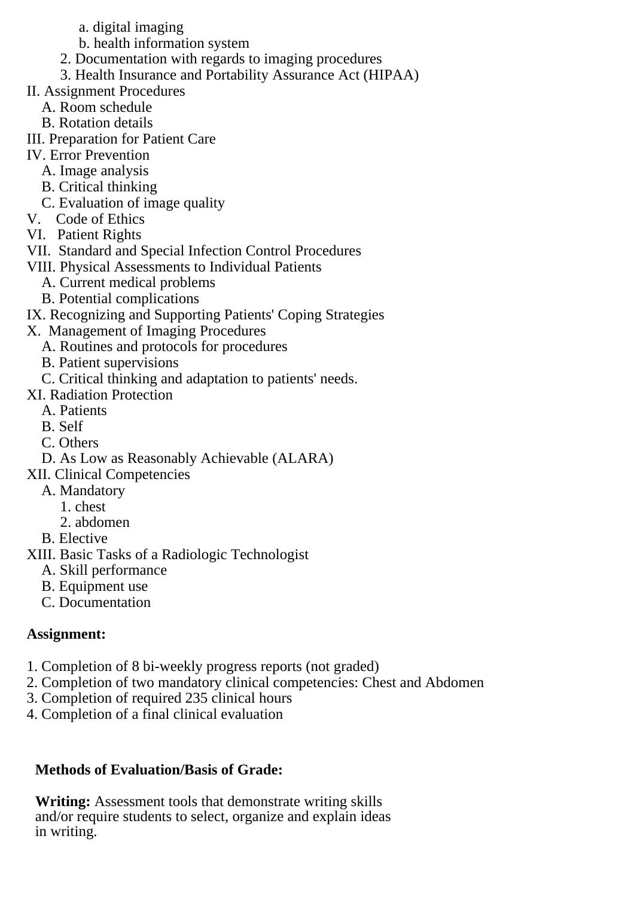a. digital imaging
        b. health information system
    2. Documentation with regards to imaging procedures
    3. Health Insurance and Portability Assurance Act (HIPAA)

II. Assignment Procedures
  A. Room schedule
  B. Rotation details

III. Preparation for Patient Care

IV. Error Prevention
  A. Image analysis
  B. Critical thinking
  C. Evaluation of image quality

V. Code of Ethics

VI. Patient Rights

VII. Standard and Special Infection Control Procedures

VIII. Physical Assessments to Individual Patients
  A. Current medical problems
  B. Potential complications

IX. Recognizing and Supporting Patients' Coping Strategies

X. Management of Imaging Procedures
  A. Routines and protocols for procedures
  B. Patient supervisions
  C. Critical thinking and adaptation to patients' needs.

XI. Radiation Protection
  A. Patients
  B. Self
  C. Others
  D. As Low as Reasonably Achievable (ALARA)

XII. Clinical Competencies
  A. Mandatory
    1. chest
    2. abdomen
  B. Elective

XIII. Basic Tasks of a Radiologic Technologist
  A. Skill performance
  B. Equipment use
  C. Documentation

**Assignment:**

1. Completion of 8 bi-weekly progress reports (not graded)
2. Completion of two mandatory clinical competencies: Chest and Abdomen
3. Completion of required 235 clinical hours
4. Completion of a final clinical evaluation

**Methods of Evaluation/Basis of Grade:**

**Writing:** Assessment tools that demonstrate writing skills and/or require students to select, organize and explain ideas in writing.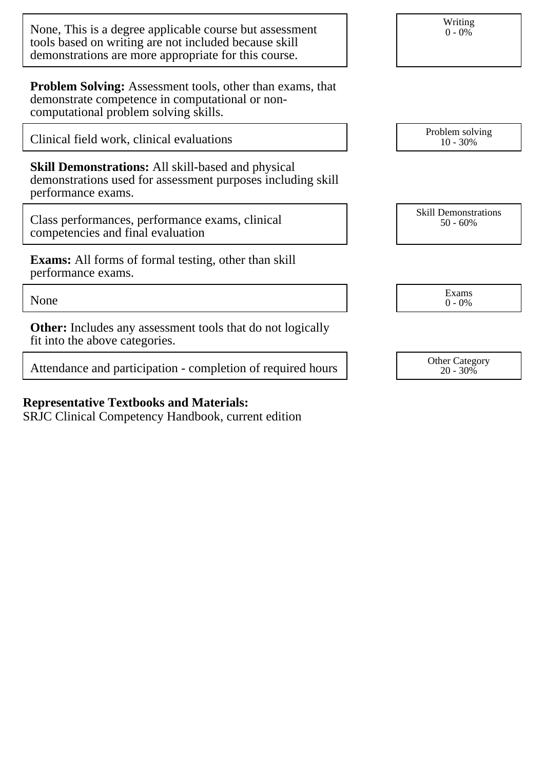| | |
|---|---|
| None, This is a degree applicable course but assessment tools based on writing are not included because skill demonstrations are more appropriate for this course. | Writing<br>0 - 0% |

**Problem Solving:** Assessment tools, other than exams, that demonstrate competence in computational or non-computational problem solving skills.

| | |
|---|---|
| Clinical field work, clinical evaluations | Problem solving<br>10 - 30% |

**Skill Demonstrations:** All skill-based and physical demonstrations used for assessment purposes including skill performance exams.

| | |
|---|---|
| Class performances, performance exams, clinical competencies and final evaluation | Skill Demonstrations<br>50 - 60% |

**Exams:** All forms of formal testing, other than skill performance exams.

| | |
|---|---|
| None | Exams<br>0 - 0% |

**Other:** Includes any assessment tools that do not logically fit into the above categories.

| | |
|---|---|
| Attendance and participation - completion of required hours | Other Category<br>20 - 30% |

**Representative Textbooks and Materials:**
SRJC Clinical Competency Handbook, current edition